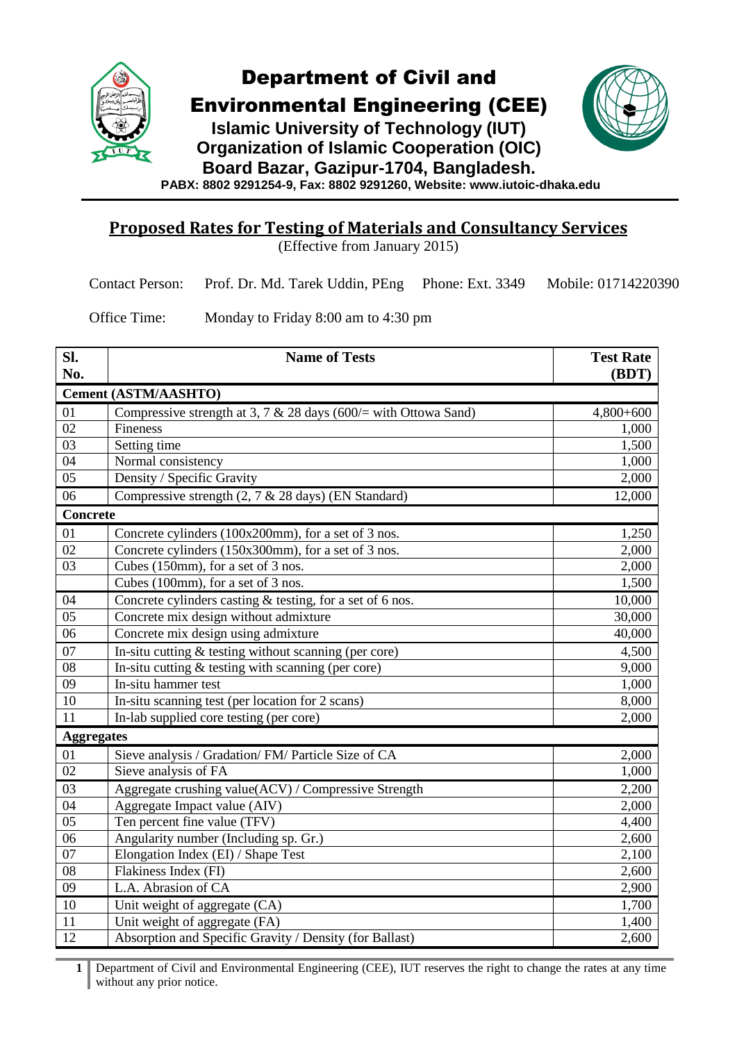# Department of Civil and Environmental Engineering (CEE)

**Islamic University of Technology (IUT)**
**Organization of Islamic Cooperation (OIC)**
**Board Bazar, Gazipur-1704, Bangladesh.**
**PABX: 8802 9291254-9, Fax: 8802 9291260, Website: www.iutoic-dhaka.edu**

## Proposed Rates for Testing of Materials and Consultancy Services

(Effective from January 2015)

Contact Person: Prof. Dr. Md. Tarek Uddin, PEng Phone: Ext. 3349 Mobile: 01714220390

Office Time: Monday to Friday 8:00 am to 4:30 pm

| Sl. No. | Name of Tests | Test Rate (BDT) |
|---|---|---|
| **Cement (ASTM/AASHTO)** | | |
| 01 | Compressive strength at 3, 7 & 28 days (600/= with Ottowa Sand) | 4,800+600 |
| 02 | Fineness | 1,000 |
| 03 | Setting time | 1,500 |
| 04 | Normal consistency | 1,000 |
| 05 | Density / Specific Gravity | 2,000 |
| 06 | Compressive strength (2, 7 & 28 days) (EN Standard) | 12,000 |
| **Concrete** | | |
| 01 | Concrete cylinders (100x200mm), for a set of 3 nos. | 1,250 |
| 02 | Concrete cylinders (150x300mm), for a set of 3 nos. | 2,000 |
| 03 | Cubes (150mm), for a set of 3 nos. | 2,000 |
| | Cubes (100mm), for a set of 3 nos. | 1,500 |
| 04 | Concrete cylinders casting & testing, for a set of 6 nos. | 10,000 |
| 05 | Concrete mix design without admixture | 30,000 |
| 06 | Concrete mix design using admixture | 40,000 |
| 07 | In-situ cutting & testing without scanning (per core) | 4,500 |
| 08 | In-situ cutting & testing with scanning (per core) | 9,000 |
| 09 | In-situ hammer test | 1,000 |
| 10 | In-situ scanning test (per location for 2 scans) | 8,000 |
| 11 | In-lab supplied core testing (per core) | 2,000 |
| **Aggregates** | | |
| 01 | Sieve analysis / Gradation/ FM/ Particle Size of CA | 2,000 |
| 02 | Sieve analysis of FA | 1,000 |
| 03 | Aggregate crushing value(ACV) / Compressive Strength | 2,200 |
| 04 | Aggregate Impact value (AIV) | 2,000 |
| 05 | Ten percent fine value (TFV) | 4,400 |
| 06 | Angularity number (Including sp. Gr.) | 2,600 |
| 07 | Elongation Index (EI) / Shape Test | 2,100 |
| 08 | Flakiness Index (FI) | 2,600 |
| 09 | L.A. Abrasion of CA | 2,900 |
| 10 | Unit weight of aggregate (CA) | 1,700 |
| 11 | Unit weight of aggregate (FA) | 1,400 |
| 12 | Absorption and Specific Gravity / Density (for Ballast) | 2,600 |

Department of Civil and Environmental Engineering (CEE), IUT reserves the right to change the rates at any time without any prior notice.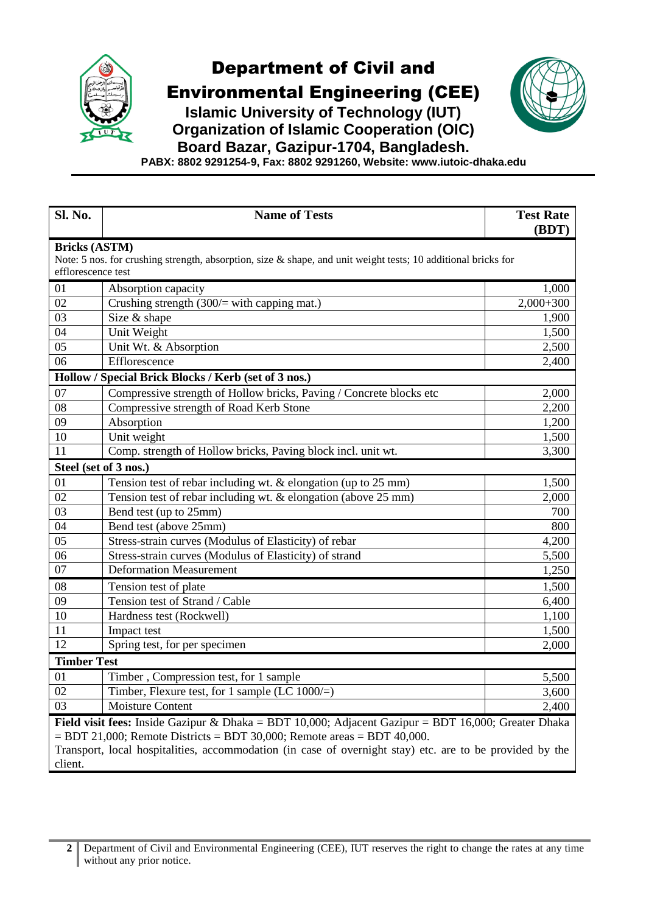# Department of Civil and Environmental Engineering (CEE)

**Islamic University of Technology (IUT)**
**Organization of Islamic Cooperation (OIC)**
**Board Bazar, Gazipur-1704, Bangladesh.**
**PABX: 8802 9291254-9, Fax: 8802 9291260, Website: www.iutoic-dhaka.edu**

| Sl. No. | Name of Tests | Test Rate (BDT) |
|---|---|---|
| **Bricks (ASTM)** Note: 5 nos. for crushing strength, absorption, size & shape, and unit weight tests; 10 additional bricks for efflorescence test | | |
| 01 | Absorption capacity | 1,000 |
| 02 | Crushing strength (300/= with capping mat.) | 2,000+300 |
| 03 | Size & shape | 1,900 |
| 04 | Unit Weight | 1,500 |
| 05 | Unit Wt. & Absorption | 2,500 |
| 06 | Efflorescence | 2,400 |
| **Hollow / Special Brick Blocks / Kerb (set of 3 nos.)** | | |
| 07 | Compressive strength of Hollow bricks, Paving / Concrete blocks etc | 2,000 |
| 08 | Compressive strength of Road Kerb Stone | 2,200 |
| 09 | Absorption | 1,200 |
| 10 | Unit weight | 1,500 |
| 11 | Comp. strength of Hollow bricks, Paving block incl. unit wt. | 3,300 |
| **Steel (set of 3 nos.)** | | |
| 01 | Tension test of rebar including wt. & elongation (up to 25 mm) | 1,500 |
| 02 | Tension test of rebar including wt. & elongation (above 25 mm) | 2,000 |
| 03 | Bend test (up to 25mm) | 700 |
| 04 | Bend test (above 25mm) | 800 |
| 05 | Stress-strain curves (Modulus of Elasticity) of rebar | 4,200 |
| 06 | Stress-strain curves (Modulus of Elasticity) of strand | 5,500 |
| 07 | Deformation Measurement | 1,250 |
| 08 | Tension test of plate | 1,500 |
| 09 | Tension test of Strand / Cable | 6,400 |
| 10 | Hardness test (Rockwell) | 1,100 |
| 11 | Impact test | 1,500 |
| 12 | Spring test, for per specimen | 2,000 |
| **Timber Test** | | |
| 01 | Timber , Compression test, for 1 sample | 5,500 |
| 02 | Timber, Flexure test, for 1 sample (LC 1000/=) | 3,600 |
| 03 | Moisture Content | 2,400 |

**Field visit fees:** Inside Gazipur & Dhaka = BDT 10,000; Adjacent Gazipur = BDT 16,000; Greater Dhaka = BDT 21,000; Remote Districts = BDT 30,000; Remote areas = BDT 40,000.
Transport, local hospitalities, accommodation (in case of overnight stay) etc. are to be provided by the client.

Department of Civil and Environmental Engineering (CEE), IUT reserves the right to change the rates at any time without any prior notice.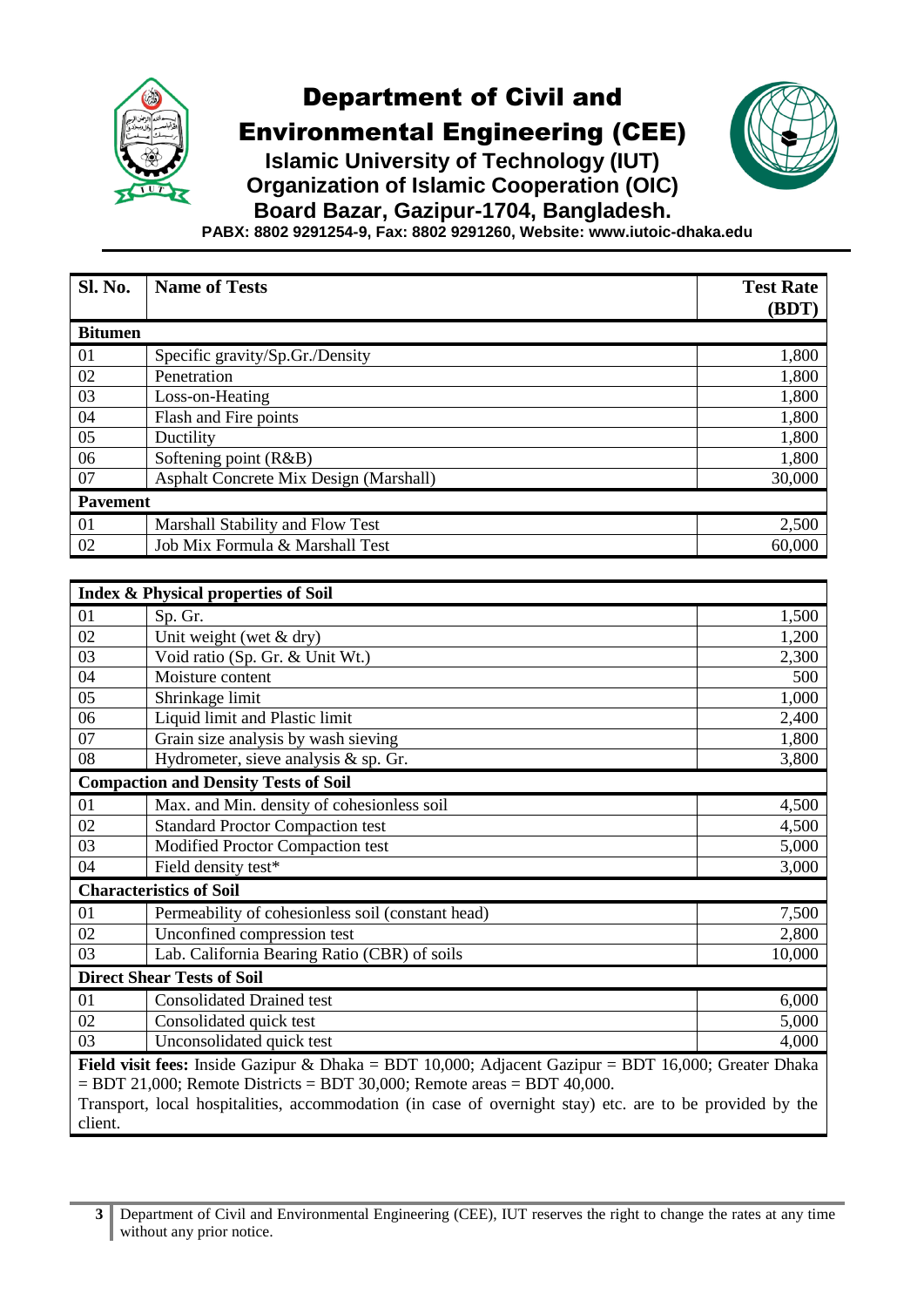# Department of Civil and Environmental Engineering (CEE)

## Islamic University of Technology (IUT)

## Organization of Islamic Cooperation (OIC)

## Board Bazar, Gazipur-1704, Bangladesh.

**PABX: 8802 9291254-9, Fax: 8802 9291260, Website: www.iutoic-dhaka.edu**

| Sl. No. | Name of Tests | Test Rate (BDT) |
|---|---|---|
| **Bitumen** | | |
| 01 | Specific gravity/Sp.Gr./Density | 1,800 |
| 02 | Penetration | 1,800 |
| 03 | Loss-on-Heating | 1,800 |
| 04 | Flash and Fire points | 1,800 |
| 05 | Ductility | 1,800 |
| 06 | Softening point (R&B) | 1,800 |
| 07 | Asphalt Concrete Mix Design (Marshall) | 30,000 |
| **Pavement** | | |
| 01 | Marshall Stability and Flow Test | 2,500 |
| 02 | Job Mix Formula & Marshall Test | 60,000 |

| **Index & Physical properties of Soil** | | |
|---|---|---|
| 01 | Sp. Gr. | 1,500 |
| 02 | Unit weight (wet & dry) | 1,200 |
| 03 | Void ratio (Sp. Gr. & Unit Wt.) | 2,300 |
| 04 | Moisture content | 500 |
| 05 | Shrinkage limit | 1,000 |
| 06 | Liquid limit and Plastic limit | 2,400 |
| 07 | Grain size analysis by wash sieving | 1,800 |
| 08 | Hydrometer, sieve analysis & sp. Gr. | 3,800 |
| **Compaction and Density Tests of Soil** | | |
| 01 | Max. and Min. density of cohesionless soil | 4,500 |
| 02 | Standard Proctor Compaction test | 4,500 |
| 03 | Modified Proctor Compaction test | 5,000 |
| 04 | Field density test* | 3,000 |
| **Characteristics of Soil** | | |
| 01 | Permeability of cohesionless soil (constant head) | 7,500 |
| 02 | Unconfined compression test | 2,800 |
| 03 | Lab. California Bearing Ratio (CBR) of soils | 10,000 |
| **Direct Shear Tests of Soil** | | |
| 01 | Consolidated Drained test | 6,000 |
| 02 | Consolidated quick test | 5,000 |
| 03 | Unconsolidated quick test | 4,000 |

**Field visit fees:** Inside Gazipur & Dhaka = BDT 10,000; Adjacent Gazipur = BDT 16,000; Greater Dhaka = BDT 21,000; Remote Districts = BDT 30,000; Remote areas = BDT 40,000.

Transport, local hospitalities, accommodation (in case of overnight stay) etc. are to be provided by the client.

Department of Civil and Environmental Engineering (CEE), IUT reserves the right to change the rates at any time without any prior notice.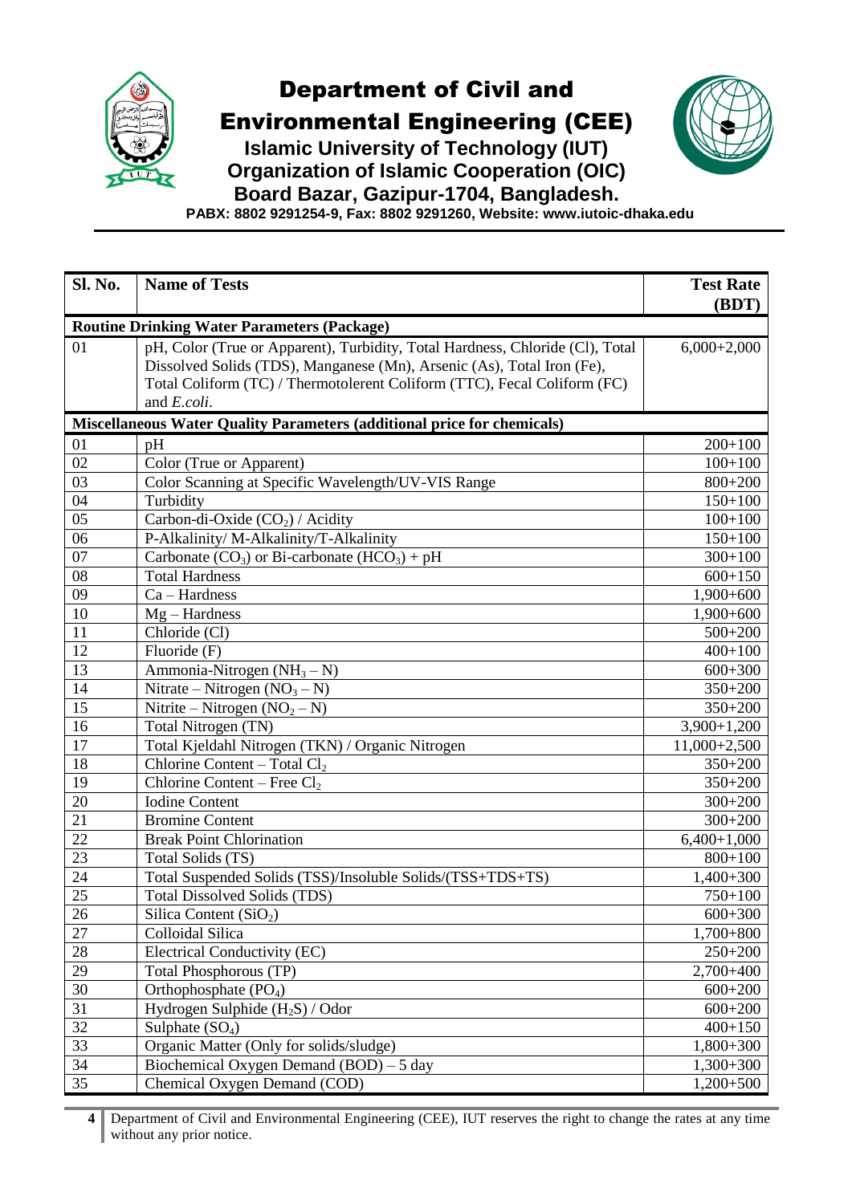# Department of Civil and Environmental Engineering (CEE)

**Islamic University of Technology (IUT)**
**Organization of Islamic Cooperation (OIC)**
**Board Bazar, Gazipur-1704, Bangladesh.**
**PABX: 8802 9291254-9, Fax: 8802 9291260, Website: www.iutoic-dhaka.edu**

| Sl. No. | Name of Tests | Test Rate (BDT) |
|---|---|---|
| **Routine Drinking Water Parameters (Package)** | | |
| 01 | pH, Color (True or Apparent), Turbidity, Total Hardness, Chloride (Cl), Total Dissolved Solids (TDS), Manganese (Mn), Arsenic (As), Total Iron (Fe), Total Coliform (TC) / Thermotolerent Coliform (TTC), Fecal Coliform (FC) and *E.coli*. | 6,000+2,000 |
| **Miscellaneous Water Quality Parameters (additional price for chemicals)** | | |
| 01 | pH | 200+100 |
| 02 | Color (True or Apparent) | 100+100 |
| 03 | Color Scanning at Specific Wavelength/UV-VIS Range | 800+200 |
| 04 | Turbidity | 150+100 |
| 05 | Carbon-di-Oxide ($CO_2$) / Acidity | 100+100 |
| 06 | P-Alkalinity/ M-Alkalinity/T-Alkalinity | 150+100 |
| 07 | Carbonate ($CO_3$) or Bi-carbonate ($HCO_3$) + pH | 300+100 |
| 08 | Total Hardness | 600+150 |
| 09 | Ca – Hardness | 1,900+600 |
| 10 | Mg – Hardness | 1,900+600 |
| 11 | Chloride (Cl) | 500+200 |
| 12 | Fluoride (F) | 400+100 |
| 13 | Ammonia-Nitrogen ($NH_3$ – N) | 600+300 |
| 14 | Nitrate – Nitrogen ($NO_3$ – N) | 350+200 |
| 15 | Nitrite – Nitrogen ($NO_2$ – N) | 350+200 |
| 16 | Total Nitrogen (TN) | 3,900+1,200 |
| 17 | Total Kjeldahl Nitrogen (TKN) / Organic Nitrogen | 11,000+2,500 |
| 18 | Chlorine Content – Total $Cl_2$ | 350+200 |
| 19 | Chlorine Content – Free $Cl_2$ | 350+200 |
| 20 | Iodine Content | 300+200 |
| 21 | Bromine Content | 300+200 |
| 22 | Break Point Chlorination | 6,400+1,000 |
| 23 | Total Solids (TS) | 800+100 |
| 24 | Total Suspended Solids (TSS)/Insoluble Solids/(TSS+TDS+TS) | 1,400+300 |
| 25 | Total Dissolved Solids (TDS) | 750+100 |
| 26 | Silica Content ($SiO_2$) | 600+300 |
| 27 | Colloidal Silica | 1,700+800 |
| 28 | Electrical Conductivity (EC) | 250+200 |
| 29 | Total Phosphorous (TP) | 2,700+400 |
| 30 | Orthophosphate ($PO_4$) | 600+200 |
| 31 | Hydrogen Sulphide ($H_2S$) / Odor | 600+200 |
| 32 | Sulphate ($SO_4$) | 400+150 |
| 33 | Organic Matter (Only for solids/sludge) | 1,800+300 |
| 34 | Biochemical Oxygen Demand (BOD) – 5 day | 1,300+300 |
| 35 | Chemical Oxygen Demand (COD) | 1,200+500 |

Department of Civil and Environmental Engineering (CEE), IUT reserves the right to change the rates at any time without any prior notice.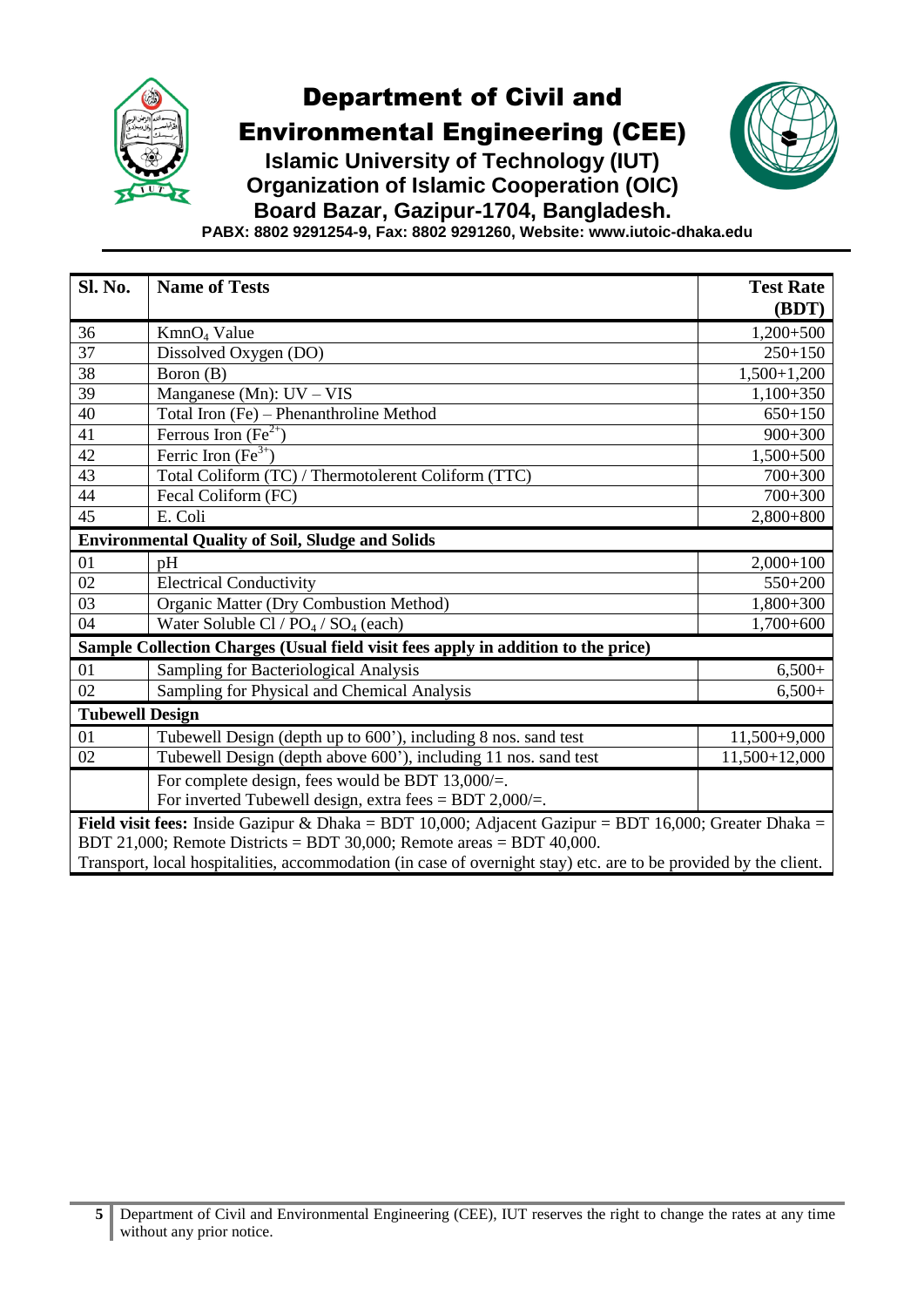# Department of Civil and Environmental Engineering (CEE)

**Islamic University of Technology (IUT)**
**Organization of Islamic Cooperation (OIC)**
**Board Bazar, Gazipur-1704, Bangladesh.**
**PABX: 8802 9291254-9, Fax: 8802 9291260, Website: www.iutoic-dhaka.edu**

| Sl. No. | Name of Tests | Test Rate (BDT) |
|---|---|---|
| 36 | $KmnO_4$ Value | 1,200+500 |
| 37 | Dissolved Oxygen (DO) | 250+150 |
| 38 | Boron (B) | 1,500+1,200 |
| 39 | Manganese (Mn): UV – VIS | 1,100+350 |
| 40 | Total Iron (Fe) – Phenanthroline Method | 650+150 |
| 41 | Ferrous Iron ($Fe^{2+}$) | 900+300 |
| 42 | Ferric Iron ($Fe^{3+}$) | 1,500+500 |
| 43 | Total Coliform (TC) / Thermotolerent Coliform (TTC) | 700+300 |
| 44 | Fecal Coliform (FC) | 700+300 |
| 45 | E. Coli | 2,800+800 |
| **Environmental Quality of Soil, Sludge and Solids** | | |
| 01 | pH | 2,000+100 |
| 02 | Electrical Conductivity | 550+200 |
| 03 | Organic Matter (Dry Combustion Method) | 1,800+300 |
| 04 | Water Soluble Cl / $PO_4$ / $SO_4$ (each) | 1,700+600 |
| **Sample Collection Charges (Usual field visit fees apply in addition to the price)** | | |
| 01 | Sampling for Bacteriological Analysis | 6,500+ |
| 02 | Sampling for Physical and Chemical Analysis | 6,500+ |
| **Tubewell Design** | | |
| 01 | Tubewell Design (depth up to 600’), including 8 nos. sand test | 11,500+9,000 |
| 02 | Tubewell Design (depth above 600’), including 11 nos. sand test | 11,500+12,000 |
| | For complete design, fees would be BDT 13,000/=. For inverted Tubewell design, extra fees = BDT 2,000/=. | |

**Field visit fees:** Inside Gazipur & Dhaka = BDT 10,000; Adjacent Gazipur = BDT 16,000; Greater Dhaka = BDT 21,000; Remote Districts = BDT 30,000; Remote areas = BDT 40,000.
Transport, local hospitalities, accommodation (in case of overnight stay) etc. are to be provided by the client.

Department of Civil and Environmental Engineering (CEE), IUT reserves the right to change the rates at any time without any prior notice.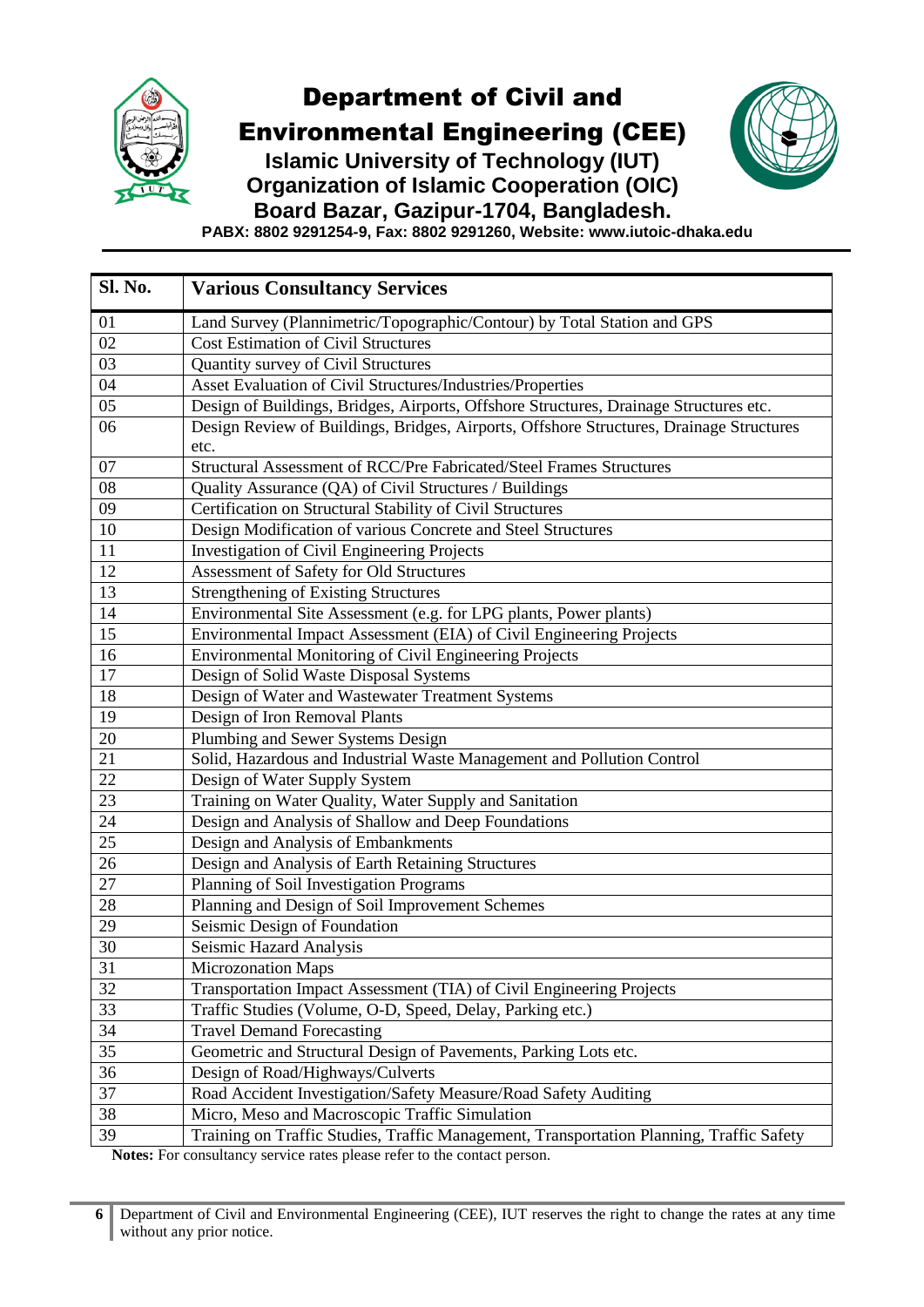# Department of Civil and Environmental Engineering (CEE)

**Islamic University of Technology (IUT)**
**Organization of Islamic Cooperation (OIC)**
**Board Bazar, Gazipur-1704, Bangladesh.**
**PABX: 8802 9291254-9, Fax: 8802 9291260, Website: www.iutoic-dhaka.edu**

| Sl. No. | Various Consultancy Services |
|---|---|
| 01 | Land Survey (Plannimetric/Topographic/Contour) by Total Station and GPS |
| 02 | Cost Estimation of Civil Structures |
| 03 | Quantity survey of Civil Structures |
| 04 | Asset Evaluation of Civil Structures/Industries/Properties |
| 05 | Design of Buildings, Bridges, Airports, Offshore Structures, Drainage Structures etc. |
| 06 | Design Review of Buildings, Bridges, Airports, Offshore Structures, Drainage Structures etc. |
| 07 | Structural Assessment of RCC/Pre Fabricated/Steel Frames Structures |
| 08 | Quality Assurance (QA) of Civil Structures / Buildings |
| 09 | Certification on Structural Stability of Civil Structures |
| 10 | Design Modification of various Concrete and Steel Structures |
| 11 | Investigation of Civil Engineering Projects |
| 12 | Assessment of Safety for Old Structures |
| 13 | Strengthening of Existing Structures |
| 14 | Environmental Site Assessment (e.g. for LPG plants, Power plants) |
| 15 | Environmental Impact Assessment (EIA) of Civil Engineering Projects |
| 16 | Environmental Monitoring of Civil Engineering Projects |
| 17 | Design of Solid Waste Disposal Systems |
| 18 | Design of Water and Wastewater Treatment Systems |
| 19 | Design of Iron Removal Plants |
| 20 | Plumbing and Sewer Systems Design |
| 21 | Solid, Hazardous and Industrial Waste Management and Pollution Control |
| 22 | Design of Water Supply System |
| 23 | Training on Water Quality, Water Supply and Sanitation |
| 24 | Design and Analysis of Shallow and Deep Foundations |
| 25 | Design and Analysis of Embankments |
| 26 | Design and Analysis of Earth Retaining Structures |
| 27 | Planning of Soil Investigation Programs |
| 28 | Planning and Design of Soil Improvement Schemes |
| 29 | Seismic Design of Foundation |
| 30 | Seismic Hazard Analysis |
| 31 | Microzonation Maps |
| 32 | Transportation Impact Assessment (TIA) of Civil Engineering Projects |
| 33 | Traffic Studies (Volume, O-D, Speed, Delay, Parking etc.) |
| 34 | Travel Demand Forecasting |
| 35 | Geometric and Structural Design of Pavements, Parking Lots etc. |
| 36 | Design of Road/Highways/Culverts |
| 37 | Road Accident Investigation/Safety Measure/Road Safety Auditing |
| 38 | Micro, Meso and Macroscopic Traffic Simulation |
| 39 | Training on Traffic Studies, Traffic Management, Transportation Planning, Traffic Safety |

**Notes:** For consultancy service rates please refer to the contact person.

Department of Civil and Environmental Engineering (CEE), IUT reserves the right to change the rates at any time without any prior notice.